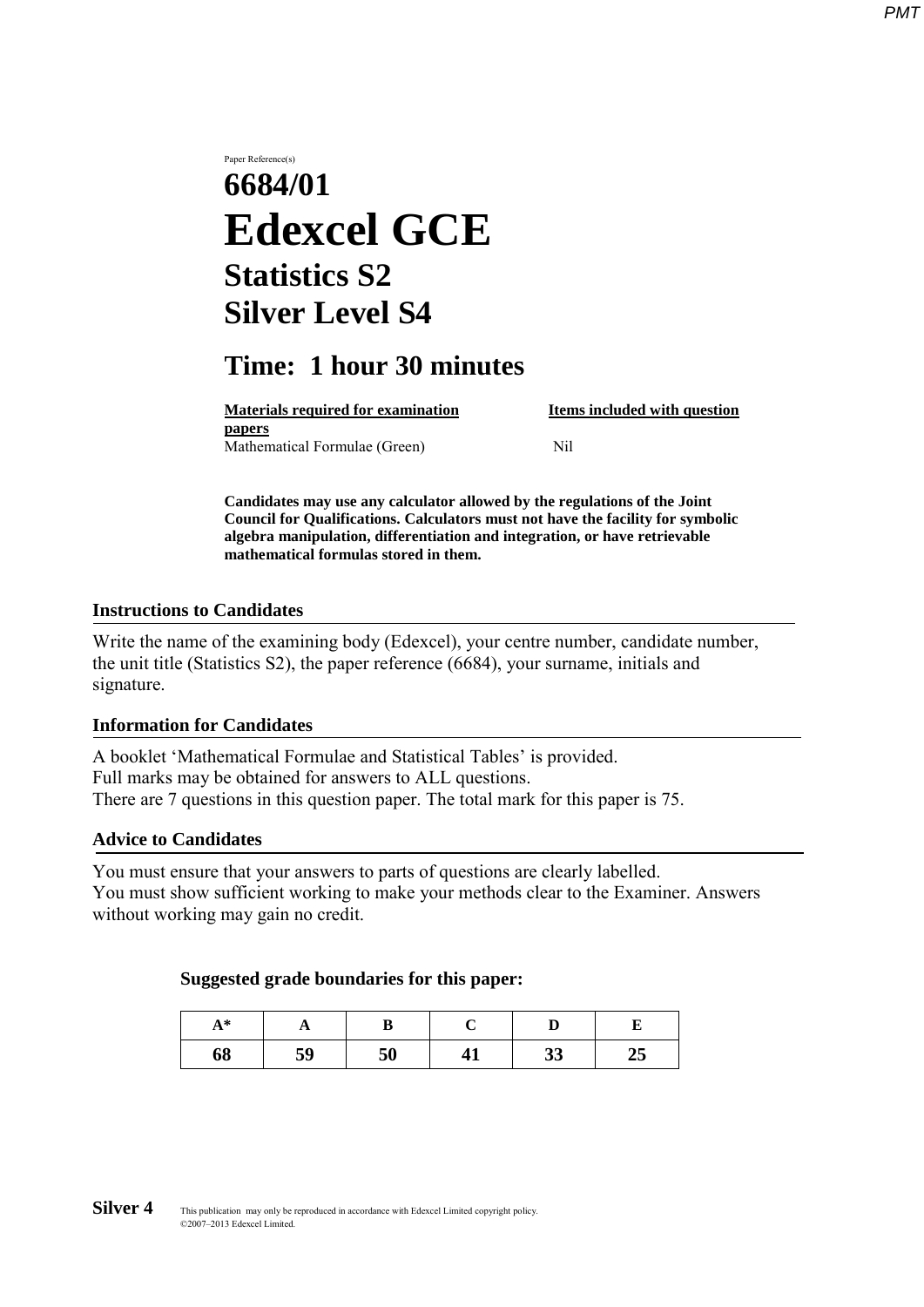Paper Reference(s)

# 6684/01
# Edexcel GCE
## Statistics S2
## Silver Level S4

## Time: 1 hour 30 minutes

| **Materials required for examination papers** | **Items included with question** |
|---|---|
| Mathematical Formulae (Green) | Nil |

**Candidates may use any calculator allowed by the regulations of the Joint Council for Qualifications. Calculators must not have the facility for symbolic algebra manipulation, differentiation and integration, or have retrievable mathematical formulas stored in them.**

### Instructions to Candidates

Write the name of the examining body (Edexcel), your centre number, candidate number, the unit title (Statistics S2), the paper reference (6684), your surname, initials and signature.

### Information for Candidates

A booklet 'Mathematical Formulae and Statistical Tables' is provided.
Full marks may be obtained for answers to ALL questions.
There are 7 questions in this question paper. The total mark for this paper is 75.

### Advice to Candidates

You must ensure that your answers to parts of questions are clearly labelled.
You must show sufficient working to make your methods clear to the Examiner. Answers without working may gain no credit.

**Suggested grade boundaries for this paper:**

| A* | A | B | C | D | E |
|---|---|---|---|---|---|
| 68 | 59 | 50 | 41 | 33 | 25 |

**Silver 4** This publication may only be reproduced in accordance with Edexcel Limited copyright policy. ©2007–2013 Edexcel Limited.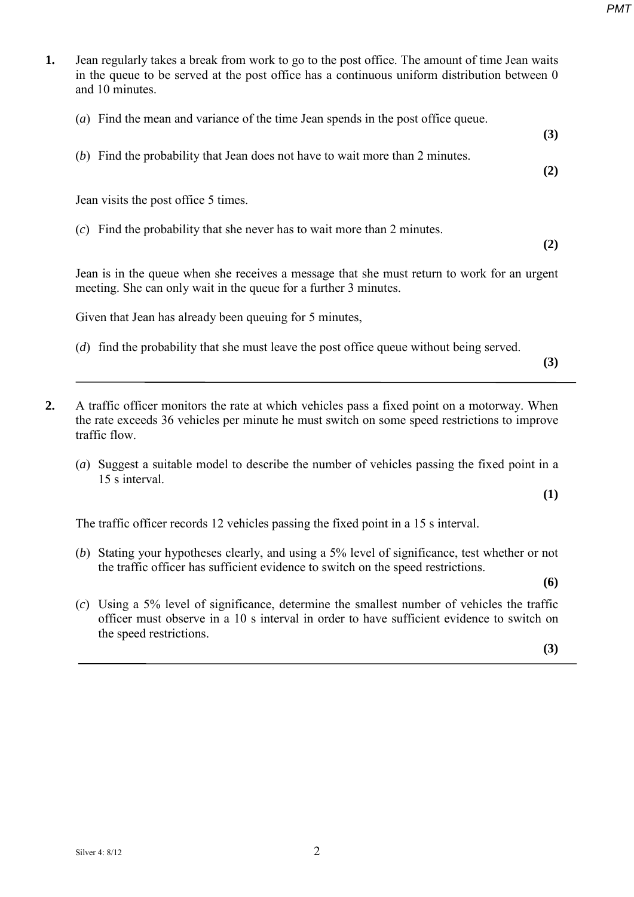**1.** Jean regularly takes a break from work to go to the post office. The amount of time Jean waits in the queue to be served at the post office has a continuous uniform distribution between 0 and 10 minutes.

(*a*) Find the mean and variance of the time Jean spends in the post office queue.
**(3)**

(*b*) Find the probability that Jean does not have to wait more than 2 minutes.
**(2)**

Jean visits the post office 5 times.

(*c*) Find the probability that she never has to wait more than 2 minutes.
**(2)**

Jean is in the queue when she receives a message that she must return to work for an urgent meeting. She can only wait in the queue for a further 3 minutes.

Given that Jean has already been queuing for 5 minutes,

(*d*) find the probability that she must leave the post office queue without being served.
**(3)**

---

**2.** A traffic officer monitors the rate at which vehicles pass a fixed point on a motorway. When the rate exceeds 36 vehicles per minute he must switch on some speed restrictions to improve traffic flow.

(*a*) Suggest a suitable model to describe the number of vehicles passing the fixed point in a 15 s interval.
**(1)**

The traffic officer records 12 vehicles passing the fixed point in a 15 s interval.

(*b*) Stating your hypotheses clearly, and using a 5% level of significance, test whether or not the traffic officer has sufficient evidence to switch on the speed restrictions.
**(6)**

(*c*) Using a 5% level of significance, determine the smallest number of vehicles the traffic officer must observe in a 10 s interval in order to have sufficient evidence to switch on the speed restrictions.
**(3)**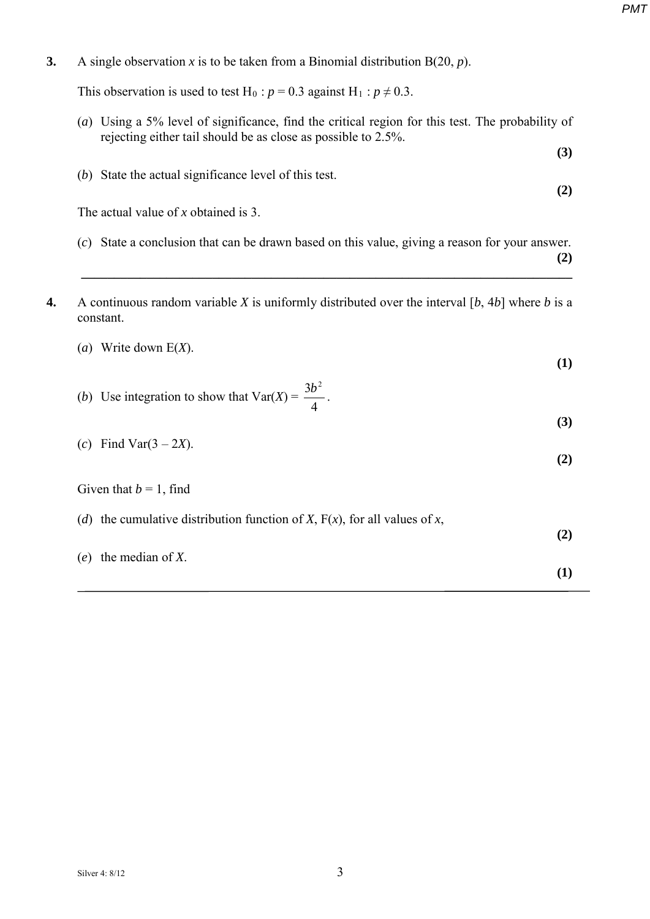**3.** A single observation $x$ is to be taken from a Binomial distribution B(20, $p$).

This observation is used to test $H_0 : p = 0.3$ against $H_1 : p \neq 0.3$.

(*a*) Using a 5% level of significance, find the critical region for this test. The probability of rejecting either tail should be as close as possible to 2.5%.

**(3)**

(*b*) State the actual significance level of this test.

**(2)**

The actual value of $x$ obtained is 3.

(*c*) State a conclusion that can be drawn based on this value, giving a reason for your answer.

**(2)**

---

**4.** A continuous random variable $X$ is uniformly distributed over the interval $[b, 4b]$ where $b$ is a constant.

(*a*) Write down E($X$).

**(1)**

(*b*) Use integration to show that $\text{Var}(X) = \dfrac{3b^2}{4}$.

**(3)**

(*c*) Find $\text{Var}(3 - 2X)$.

**(2)**

Given that $b = 1$, find

(*d*) the cumulative distribution function of $X$, F($x$), for all values of $x$,

**(2)**

(*e*) the median of $X$.

**(1)**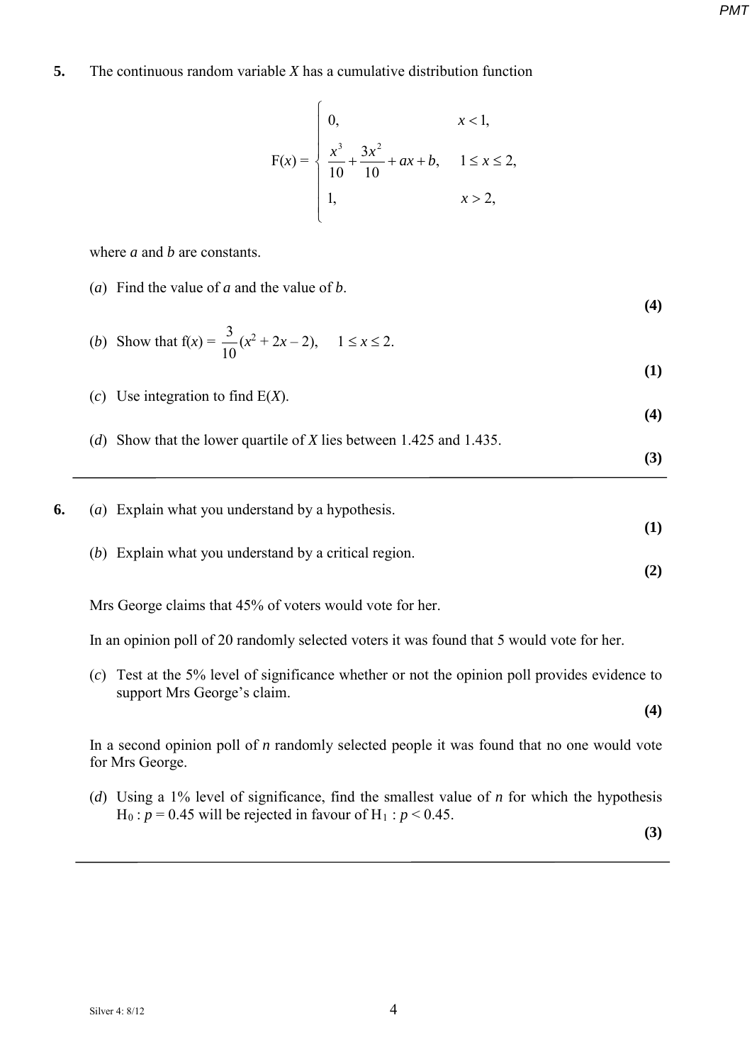**5.** The continuous random variable $X$ has a cumulative distribution function

$$\mathrm{F}(x) = \begin{cases} 0, & x < 1, \\ \dfrac{x^3}{10} + \dfrac{3x^2}{10} + ax + b, & 1 \leq x \leq 2, \\ 1, & x > 2, \end{cases}$$

where $a$ and $b$ are constants.

(*a*) Find the value of $a$ and the value of $b$.
**(4)**

(*b*) Show that $\mathrm{f}(x) = \dfrac{3}{10}(x^2 + 2x - 2), \quad 1 \leq x \leq 2.$
**(1)**

(*c*) Use integration to find $\mathrm{E}(X)$.
**(4)**

(*d*) Show that the lower quartile of $X$ lies between 1.425 and 1.435.
**(3)**

---

**6.** (*a*) Explain what you understand by a hypothesis.
**(1)**

(*b*) Explain what you understand by a critical region.
**(2)**

Mrs George claims that 45% of voters would vote for her.

In an opinion poll of 20 randomly selected voters it was found that 5 would vote for her.

(*c*) Test at the 5% level of significance whether or not the opinion poll provides evidence to support Mrs George's claim.
**(4)**

In a second opinion poll of $n$ randomly selected people it was found that no one would vote for Mrs George.

(*d*) Using a 1% level of significance, find the smallest value of $n$ for which the hypothesis $\mathrm{H}_0 : p = 0.45$ will be rejected in favour of $\mathrm{H}_1 : p < 0.45$.
**(3)**

---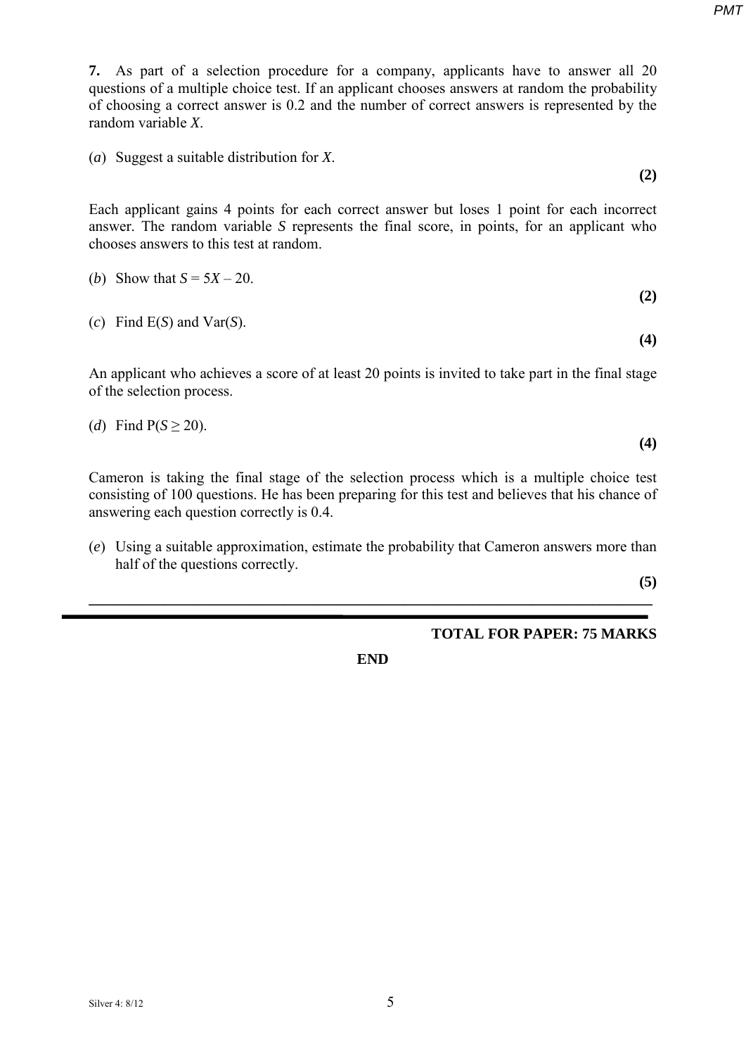**7.** As part of a selection procedure for a company, applicants have to answer all 20 questions of a multiple choice test. If an applicant chooses answers at random the probability of choosing a correct answer is 0.2 and the number of correct answers is represented by the random variable $X$.

(*a*) Suggest a suitable distribution for $X$.

**(2)**

Each applicant gains 4 points for each correct answer but loses 1 point for each incorrect answer. The random variable $S$ represents the final score, in points, for an applicant who chooses answers to this test at random.

(*b*) Show that $S = 5X - 20$.

**(2)**

(*c*) Find $\mathrm{E}(S)$ and $\mathrm{Var}(S)$.

**(4)**

An applicant who achieves a score of at least 20 points is invited to take part in the final stage of the selection process.

(*d*) Find $\mathrm{P}(S \geq 20)$.

**(4)**

Cameron is taking the final stage of the selection process which is a multiple choice test consisting of 100 questions. He has been preparing for this test and believes that his chance of answering each question correctly is 0.4.

(*e*) Using a suitable approximation, estimate the probability that Cameron answers more than half of the questions correctly.

**(5)**

---

**TOTAL FOR PAPER: 75 MARKS**

**END**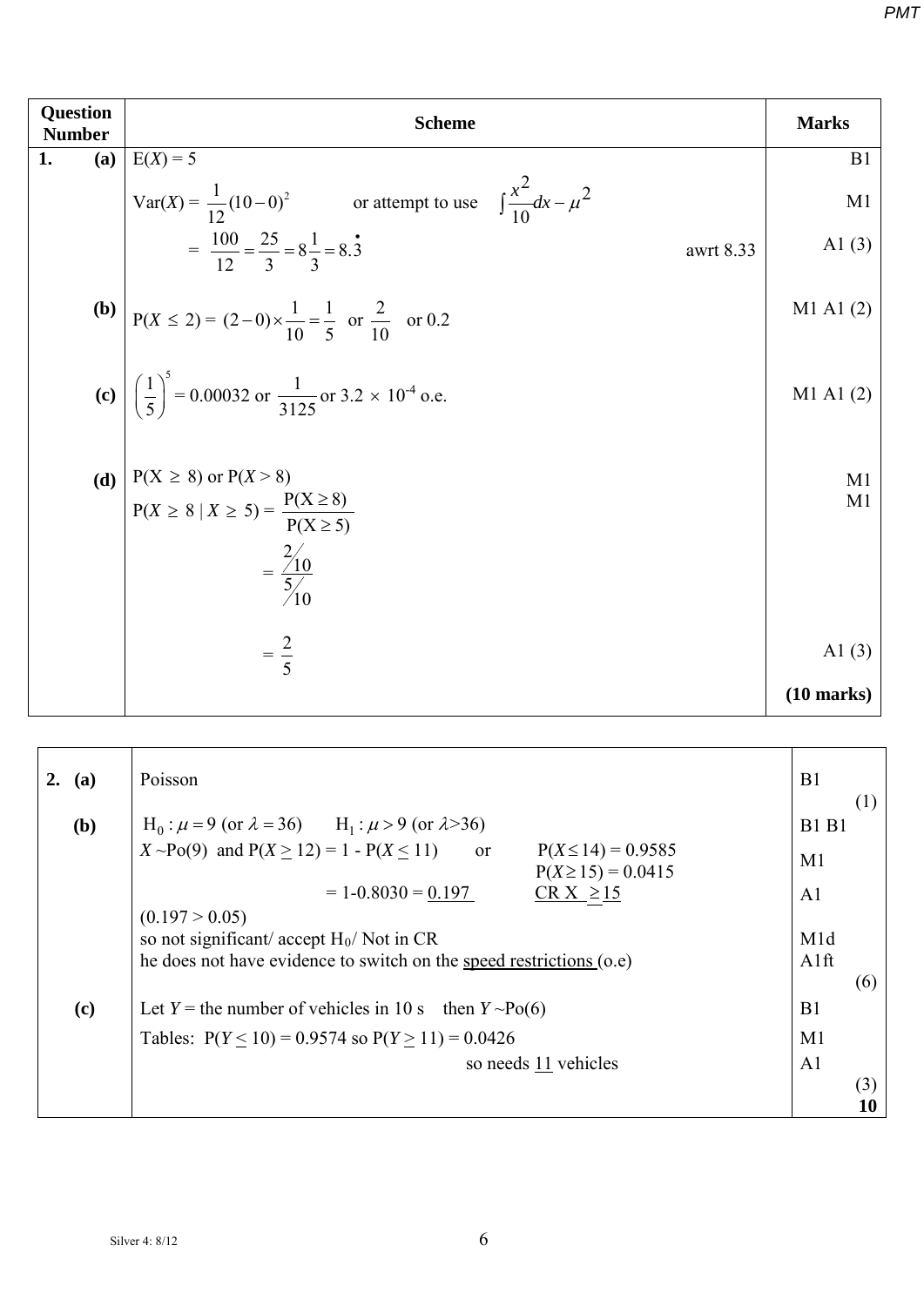| Question Number | Scheme | Marks |
| --- | --- | --- |
| **1. (a)** | $E(X) = 5$ | B1 |
| | $\text{Var}(X) = \frac{1}{12}(10-0)^2$ or attempt to use $\int \frac{x^2}{10}dx - \mu^2$ | M1 |
| | $= \frac{100}{12} = \frac{25}{3} = 8\frac{1}{3} = 8.\dot{3}$ awrt 8.33 | A1 (3) |
| **(b)** | $P(X \le 2) = (2-0) \times \frac{1}{10} = \frac{1}{5}$ or $\frac{2}{10}$ or 0.2 | M1 A1 (2) |
| **(c)** | $\left(\frac{1}{5}\right)^5 = 0.00032$ or $\frac{1}{3125}$ or $3.2 \times 10^{-4}$ o.e. | M1 A1 (2) |
| **(d)** | $P(X \ge 8)$ or $P(X > 8)$ | M1 |
| | $P(X \ge 8 \mid X \ge 5) = \frac{P(X \ge 8)}{P(X \ge 5)}$ | M1 |
| | $= \frac{2/10}{5/10}$ | |
| | $= \frac{2}{5}$ | A1 (3) |
| | | **(10 marks)** |

| | | |
| --- | --- | --- |
| **2. (a)** | Poisson | B1 (1) |
| **(b)** | $H_0 : \mu = 9$ (or $\lambda = 36$) $\quad H_1 : \mu > 9$ (or $\lambda > 36$) | B1 B1 |
| | $X \sim \text{Po}(9)$ and $P(X \ge 12) = 1 - P(X \le 11)$ or $P(X \le 14) = 0.9585$, $P(X \ge 15) = 0.0415$ | M1 |
| | $= 1 - 0.8030 = $ <u>0.197</u> <u>CR $X \ge 15$</u> | A1 |
| | $(0.197 > 0.05)$ | |
| | so not significant/ accept $H_0$/ Not in CR | M1d |
| | he does not have evidence to switch on the <u>speed restrictions</u> (o.e) | A1ft (6) |
| **(c)** | Let $Y$ = the number of vehicles in 10 s then $Y \sim \text{Po}(6)$ | B1 |
| | Tables: $P(Y \le 10) = 0.9574$ so $P(Y \ge 11) = 0.0426$ | M1 |
| | so needs <u>11</u> vehicles | A1 (3) |
| | | **10** |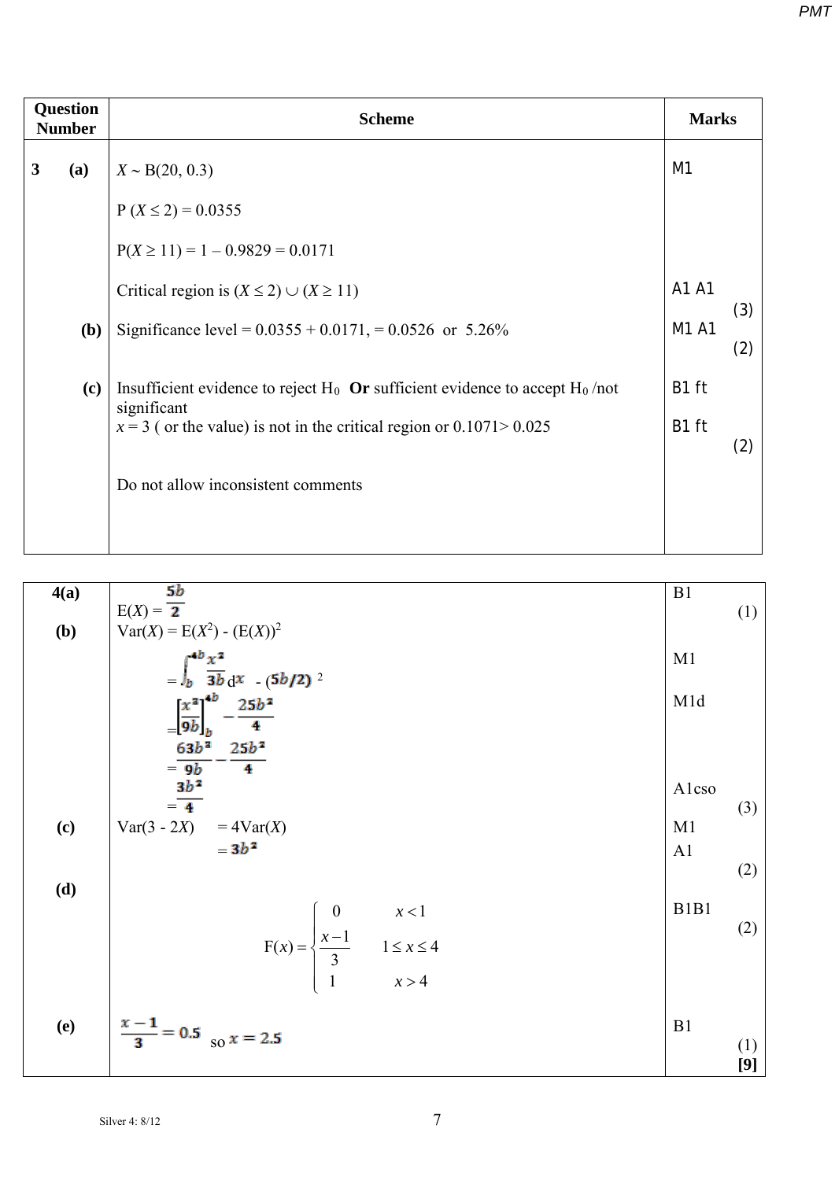| Question Number | Scheme | Marks |
|---|---|---|
| **3** **(a)** | $X \sim B(20, 0.3)$ | M1 |
| | $P(X \le 2) = 0.0355$ | |
| | $P(X \ge 11) = 1 - 0.9829 = 0.0171$ | |
| | Critical region is $(X \le 2) \cup (X \ge 11)$ | A1 A1 (3) |
| **(b)** | Significance level = 0.0355 + 0.0171, = 0.0526 or 5.26% | M1 A1 (2) |
| **(c)** | Insufficient evidence to reject $H_0$ **Or** sufficient evidence to accept $H_0$ /not significant | B1 ft |
| | $x = 3$ ( or the value) is not in the critical region or 0.1071> 0.025 | B1 ft (2) |
| | Do not allow inconsistent comments | |

| | | |
|---|---|---|
| **4(a)** | $E(X) = \frac{5b}{2}$ | B1 (1) |
| **(b)** | $Var(X) = E(X^2) - (E(X))^2$ | |
| | $= \int_b^{4b} \frac{x^2}{3b}\,dx - (5b/2)^2$ | M1 |
| | $= \left[\frac{x^3}{9b}\right]_b^{4b} - \frac{25b^2}{4}$ | M1d |
| | $= \frac{63b^3}{9b} - \frac{25b^2}{4}$ | |
| | $= \frac{3b^2}{4}$ | A1cso (3) |
| **(c)** | $Var(3 - 2X) \quad = 4Var(X)$ | M1 |
| | $= 3b^2$ | A1 (2) |
| **(d)** | $F(x) = \begin{cases} 0 & x < 1 \\ \frac{x-1}{3} & 1 \le x \le 4 \\ 1 & x > 4 \end{cases}$ | B1B1 (2) |
| **(e)** | $\frac{x-1}{3} = 0.5$ so $x = 2.5$ | B1 (1) **[9]** |

Silver 4: 8/12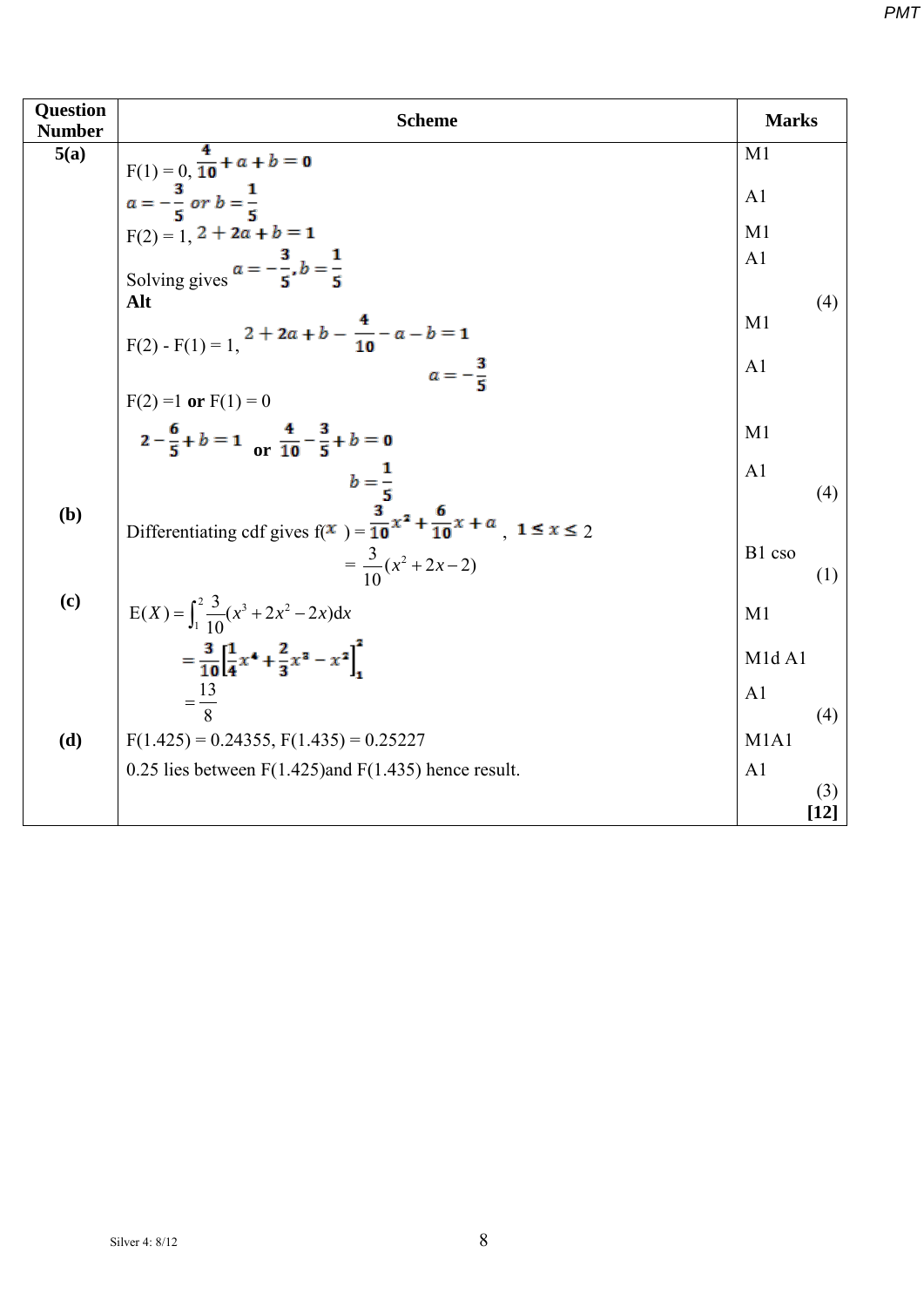| Question Number | Scheme | Marks |
|---|---|---|
| 5(a) | F(1) = 0, $\frac{4}{10} + a + b = 0$ | M1 |
| | $a = -\frac{3}{5}$ or $b = \frac{1}{5}$ | A1 |
| | F(2) = 1, $2 + 2a + b = 1$ | M1 |
| | Solving gives $a = -\frac{3}{5}, b = \frac{1}{5}$ | A1 |
| | **Alt** | (4) |
| | F(2) - F(1) = 1, $2 + 2a + b - \frac{4}{10} - a - b = 1$ | M1 |
| | $a = -\frac{3}{5}$ | A1 |
| | F(2) =1 **or** F(1) = 0 | |
| | $2 - \frac{6}{5} + b = 1$ **or** $\frac{4}{10} - \frac{3}{5} + b = 0$ | M1 |
| | $b = \frac{1}{5}$ | A1 |
| | | (4) |
| (b) | Differentiating cdf gives f($x$) = $\frac{3}{10}x^2 + \frac{6}{10}x + a$ , $1 \le x \le 2$ | |
| | $= \frac{3}{10}(x^2 + 2x - 2)$ | B1 cso |
| | | (1) |
| (c) | $\mathrm{E}(X) = \int_1^2 \frac{3}{10}(x^3 + 2x^2 - 2x)\mathrm{d}x$ | M1 |
| | $= \frac{3}{10}\left[\frac{1}{4}x^4 + \frac{2}{3}x^3 - x^2\right]_1^2$ | M1d A1 |
| | $= \frac{13}{8}$ | A1 |
| | | (4) |
| (d) | F(1.425) = 0.24355, F(1.435) = 0.25227 | M1A1 |
| | 0.25 lies between F(1.425)and F(1.435) hence result. | A1 |
| | | (3) |
| | | **[12]** |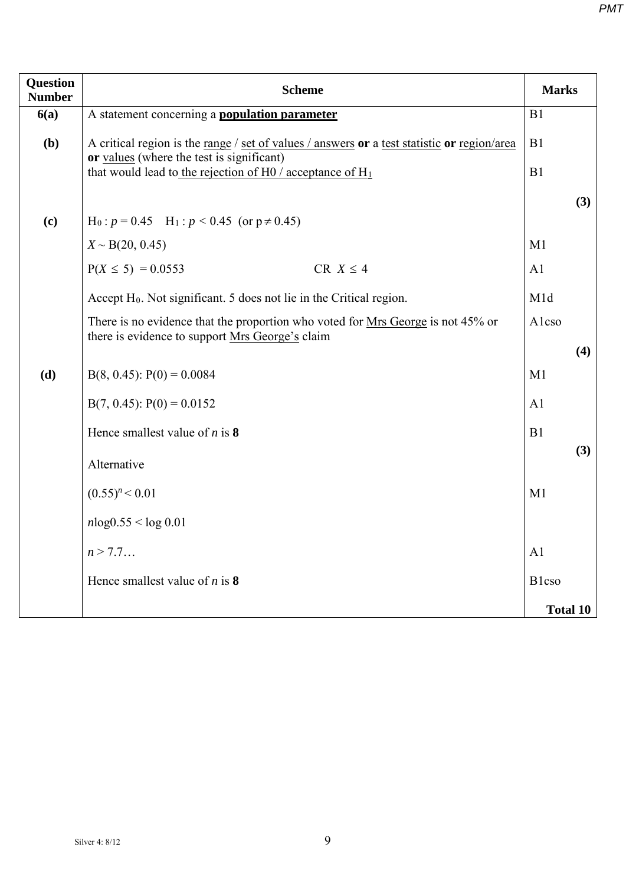| Question Number | Scheme | Marks |
|---|---|---|
| **6(a)** | A statement concerning a **population parameter** | B1 |
| **(b)** | A critical region is the range / set of values / answers **or** a test statistic **or** region/area **or** values (where the test is significant) | B1 |
| | that would lead to the rejection of H0 / acceptance of $H_1$ | B1 |
| | | **(3)** |
| **(c)** | $H_0 : p = 0.45 \quad H_1 : p < 0.45$ (or $p \neq 0.45$) | |
| | $X \sim B(20, 0.45)$ | M1 |
| | $P(X \leq 5) = 0.0553$ CR $X \leq 4$ | A1 |
| | Accept $H_0$. Not significant. 5 does not lie in the Critical region. | M1d |
| | There is no evidence that the proportion who voted for Mrs George is not 45% or there is evidence to support Mrs George's claim | A1cso |
| | | **(4)** |
| **(d)** | B(8, 0.45): P(0) = 0.0084 | M1 |
| | B(7, 0.45): P(0) = 0.0152 | A1 |
| | Hence smallest value of $n$ is **8** | B1 |
| | | **(3)** |
| | Alternative | |
| | $(0.55)^n < 0.01$ | M1 |
| | $n\log 0.55 < \log 0.01$ | |
| | $n > 7.7\ldots$ | A1 |
| | Hence smallest value of $n$ is **8** | B1cso |
| | | **Total 10** |

Silver 4: 8/12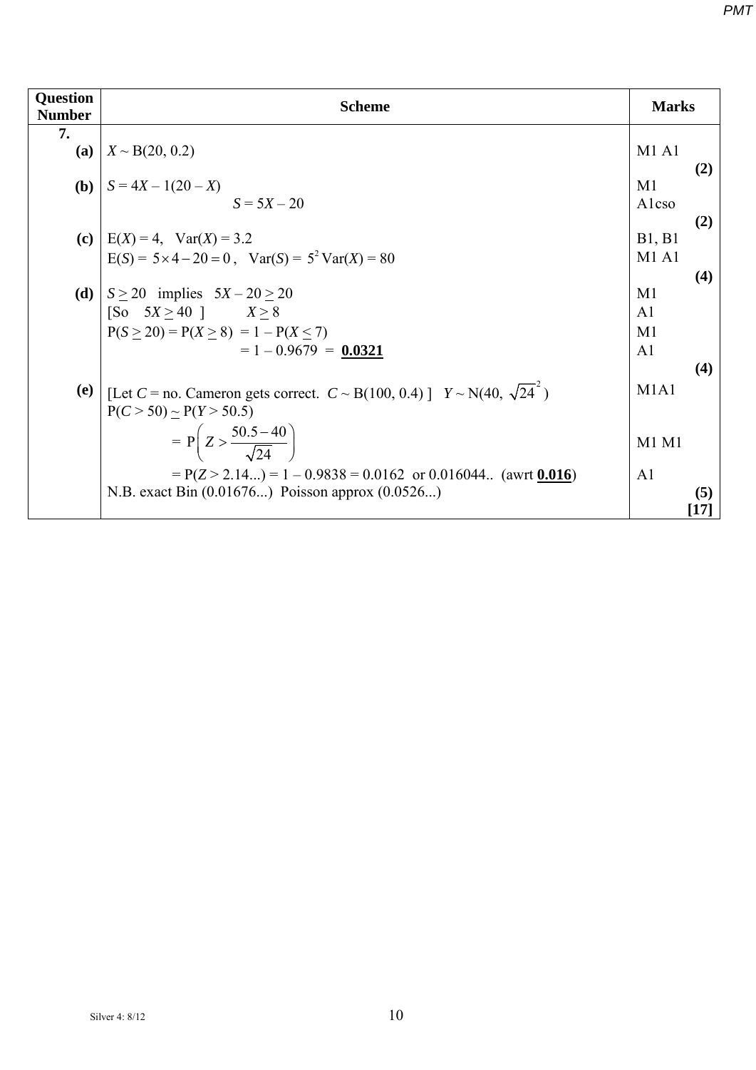| Question Number | Scheme | Marks |
|---|---|---|
| **7.** | | |
| **(a)** | $X \sim B(20, 0.2)$ | M1 A1 |
| | | **(2)** |
| **(b)** | $S = 4X - 1(20 - X)$ | M1 |
| | $S = 5X - 20$ | A1cso |
| | | **(2)** |
| **(c)** | $E(X) = 4$, $\text{Var}(X) = 3.2$ | B1, B1 |
| | $E(S) = 5 \times 4 - 20 = 0$, $\text{Var}(S) = 5^2\,\text{Var}(X) = 80$ | M1 A1 |
| | | **(4)** |
| **(d)** | $S \geq 20$ implies $5X - 20 \geq 20$ | M1 |
| | [So $5X \geq 40$ ] $X \geq 8$ | A1 |
| | $P(S \geq 20) = P(X \geq 8) = 1 - P(X \leq 7)$ | M1 |
| | $= 1 - 0.9679 =$ **<u>0.0321</u>** | A1 |
| | | **(4)** |
| **(e)** | [Let $C$ = no. Cameron gets correct. $C \sim B(100, 0.4)$ ] $Y \sim N(40, \sqrt{24}^2)$ | M1A1 |
| | $P(C > 50) \simeq P(Y > 50.5)$ | |
| | $= P\left(Z > \dfrac{50.5 - 40}{\sqrt{24}}\right)$ | M1 M1 |
| | $= P(Z > 2.14...) = 1 - 0.9838 = 0.0162$ or $0.016044..$ (awrt **<u>0.016</u>**) | A1 |
| | N.B. exact Bin (0.01676...) Poisson approx (0.0526...) | **(5)** |
| | | **[17]** |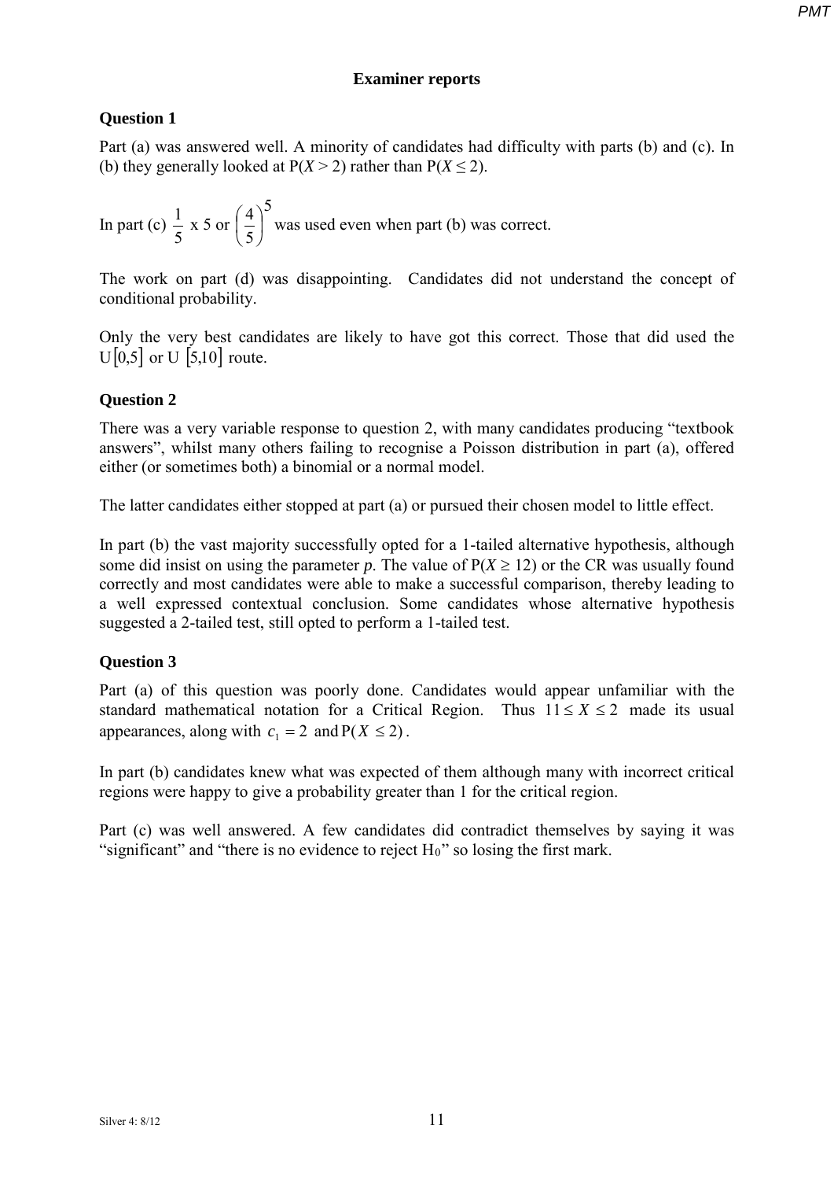## Examiner reports

### Question 1

Part (a) was answered well. A minority of candidates had difficulty with parts (b) and (c). In (b) they generally looked at $P(X > 2)$ rather than $P(X \leq 2)$.

In part (c) $\frac{1}{5}$ x 5 or $\left(\frac{4}{5}\right)^5$ was used even when part (b) was correct.

The work on part (d) was disappointing. Candidates did not understand the concept of conditional probability.

Only the very best candidates are likely to have got this correct. Those that did used the $U[0,5]$ or $U[5,10]$ route.

### Question 2

There was a very variable response to question 2, with many candidates producing "textbook answers", whilst many others failing to recognise a Poisson distribution in part (a), offered either (or sometimes both) a binomial or a normal model.

The latter candidates either stopped at part (a) or pursued their chosen model to little effect.

In part (b) the vast majority successfully opted for a 1-tailed alternative hypothesis, although some did insist on using the parameter $p$. The value of $P(X \geq 12)$ or the CR was usually found correctly and most candidates were able to make a successful comparison, thereby leading to a well expressed contextual conclusion. Some candidates whose alternative hypothesis suggested a 2-tailed test, still opted to perform a 1-tailed test.

### Question 3

Part (a) of this question was poorly done. Candidates would appear unfamiliar with the standard mathematical notation for a Critical Region. Thus $11 \leq X \leq 2$ made its usual appearances, along with $c_1 = 2$ and $P(X \leq 2)$.

In part (b) candidates knew what was expected of them although many with incorrect critical regions were happy to give a probability greater than 1 for the critical region.

Part (c) was well answered. A few candidates did contradict themselves by saying it was "significant" and "there is no evidence to reject $H_0$" so losing the first mark.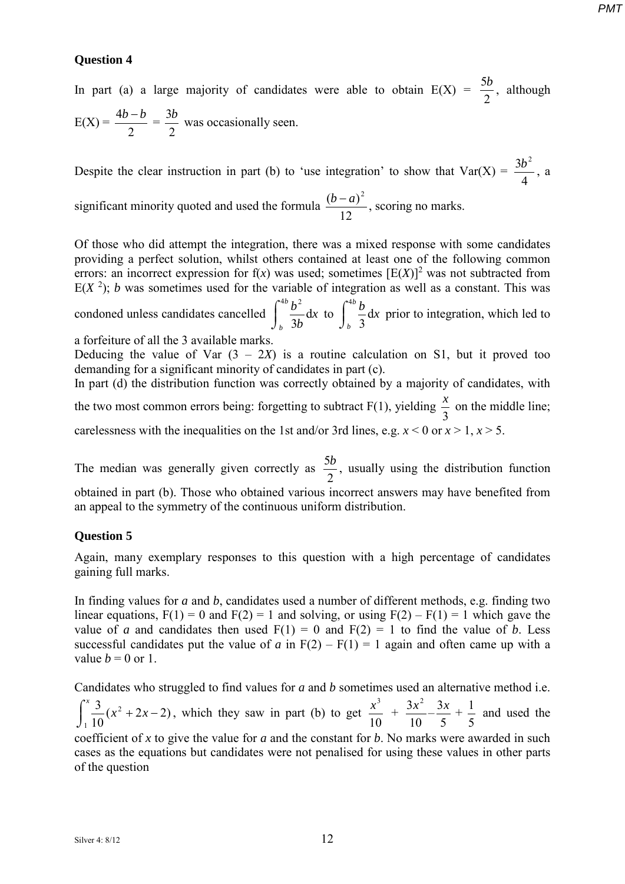**Question 4**

In part (a) a large majority of candidates were able to obtain E(X) = $\frac{5b}{2}$, although E(X) = $\frac{4b-b}{2} = \frac{3b}{2}$ was occasionally seen.

Despite the clear instruction in part (b) to 'use integration' to show that Var(X) = $\frac{3b^2}{4}$, a significant minority quoted and used the formula $\frac{(b-a)^2}{12}$, scoring no marks.

Of those who did attempt the integration, there was a mixed response with some candidates providing a perfect solution, whilst others contained at least one of the following common errors: an incorrect expression for f($x$) was used; sometimes $[\text{E}(X)]^2$ was not subtracted from $\text{E}(X^2)$; $b$ was sometimes used for the variable of integration as well as a constant. This was condoned unless candidates cancelled $\int_b^{4b} \frac{b^2}{3b}\text{d}x$ to $\int_b^{4b} \frac{b}{3}\text{d}x$ prior to integration, which led to a forfeiture of all the 3 available marks.
Deducing the value of Var (3 – 2$X$) is a routine calculation on S1, but it proved too demanding for a significant minority of candidates in part (c).
In part (d) the distribution function was correctly obtained by a majority of candidates, with the two most common errors being: forgetting to subtract F(1), yielding $\frac{x}{3}$ on the middle line; carelessness with the inequalities on the 1st and/or 3rd lines, e.g. $x < 0$ or $x > 1$, $x > 5$.

The median was generally given correctly as $\frac{5b}{2}$, usually using the distribution function obtained in part (b). Those who obtained various incorrect answers may have benefited from an appeal to the symmetry of the continuous uniform distribution.

**Question 5**

Again, many exemplary responses to this question with a high percentage of candidates gaining full marks.

In finding values for $a$ and $b$, candidates used a number of different methods, e.g. finding two linear equations, F(1) = 0 and F(2) = 1 and solving, or using F(2) – F(1) = 1 which gave the value of $a$ and candidates then used F(1) = 0 and F(2) = 1 to find the value of $b$. Less successful candidates put the value of $a$ in F(2) – F(1) = 1 again and often came up with a value $b$ = 0 or 1.

Candidates who struggled to find values for $a$ and $b$ sometimes used an alternative method i.e. $\int_1^x \frac{3}{10}(x^2 + 2x - 2)$, which they saw in part (b) to get $\frac{x^3}{10} + \frac{3x^2}{10} - \frac{3x}{5} + \frac{1}{5}$ and used the coefficient of $x$ to give the value for $a$ and the constant for $b$. No marks were awarded in such cases as the equations but candidates were not penalised for using these values in other parts of the question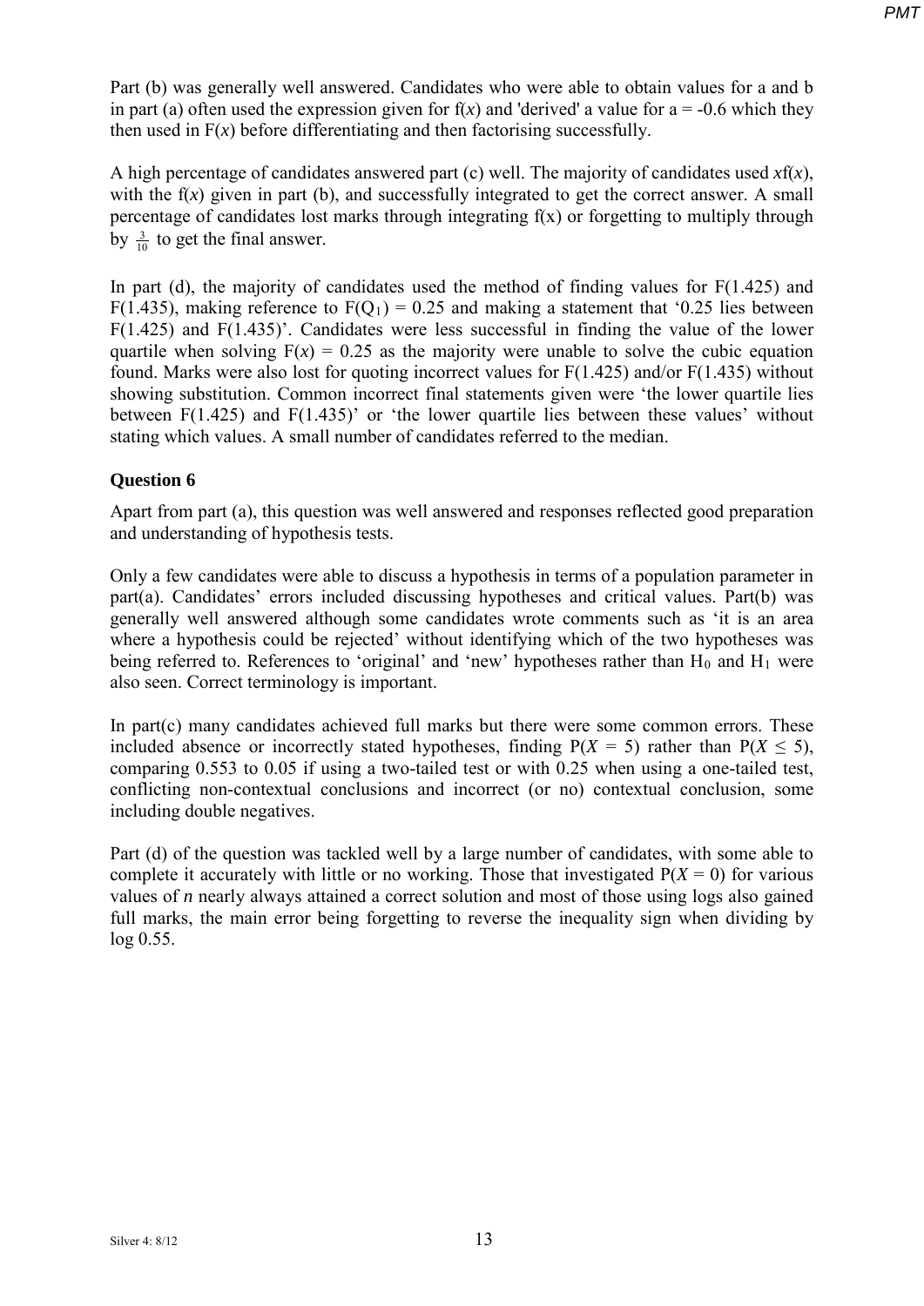Part (b) was generally well answered. Candidates who were able to obtain values for a and b in part (a) often used the expression given for f($x$) and 'derived' a value for a = -0.6 which they then used in F($x$) before differentiating and then factorising successfully.

A high percentage of candidates answered part (c) well. The majority of candidates used $x$f($x$), with the f($x$) given in part (b), and successfully integrated to get the correct answer. A small percentage of candidates lost marks through integrating f(x) or forgetting to multiply through by $\frac{3}{10}$ to get the final answer.

In part (d), the majority of candidates used the method of finding values for F(1.425) and F(1.435), making reference to $F(Q_1) = 0.25$ and making a statement that '0.25 lies between F(1.425) and F(1.435)'. Candidates were less successful in finding the value of the lower quartile when solving F($x$) = 0.25 as the majority were unable to solve the cubic equation found. Marks were also lost for quoting incorrect values for F(1.425) and/or F(1.435) without showing substitution. Common incorrect final statements given were 'the lower quartile lies between F(1.425) and F(1.435)' or 'the lower quartile lies between these values' without stating which values. A small number of candidates referred to the median.

**Question 6**

Apart from part (a), this question was well answered and responses reflected good preparation and understanding of hypothesis tests.

Only a few candidates were able to discuss a hypothesis in terms of a population parameter in part(a). Candidates' errors included discussing hypotheses and critical values. Part(b) was generally well answered although some candidates wrote comments such as 'it is an area where a hypothesis could be rejected' without identifying which of the two hypotheses was being referred to. References to 'original' and 'new' hypotheses rather than $H_0$ and $H_1$ were also seen. Correct terminology is important.

In part(c) many candidates achieved full marks but there were some common errors. These included absence or incorrectly stated hypotheses, finding $P(X = 5)$ rather than $P(X \leq 5)$, comparing 0.553 to 0.05 if using a two-tailed test or with 0.25 when using a one-tailed test, conflicting non-contextual conclusions and incorrect (or no) contextual conclusion, some including double negatives.

Part (d) of the question was tackled well by a large number of candidates, with some able to complete it accurately with little or no working. Those that investigated $P(X = 0)$ for various values of $n$ nearly always attained a correct solution and most of those using logs also gained full marks, the main error being forgetting to reverse the inequality sign when dividing by log 0.55.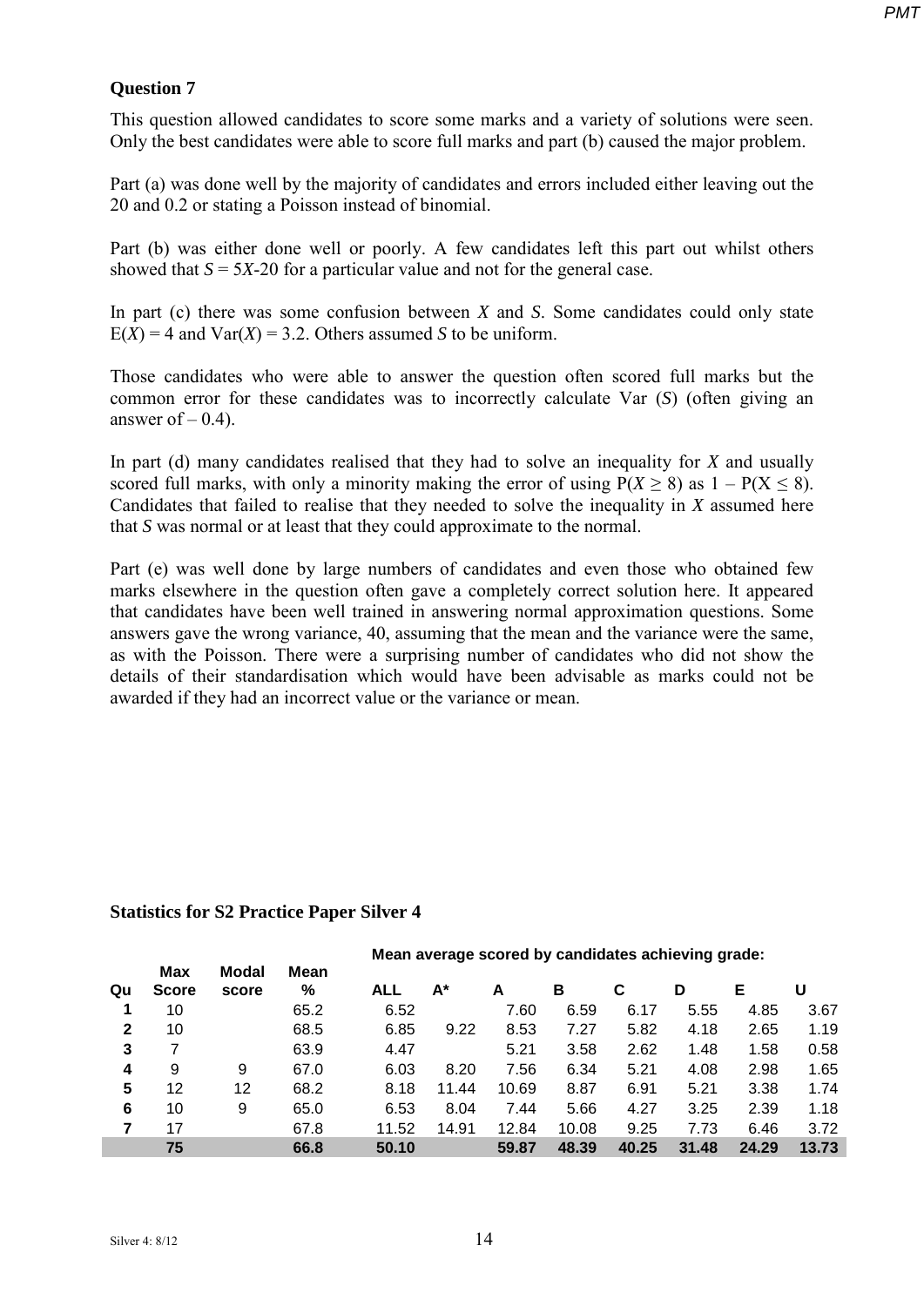### Question 7

This question allowed candidates to score some marks and a variety of solutions were seen. Only the best candidates were able to score full marks and part (b) caused the major problem.

Part (a) was done well by the majority of candidates and errors included either leaving out the 20 and 0.2 or stating a Poisson instead of binomial.

Part (b) was either done well or poorly. A few candidates left this part out whilst others showed that $S = 5X\text{-}20$ for a particular value and not for the general case.

In part (c) there was some confusion between $X$ and $S$. Some candidates could only state $E(X) = 4$ and $Var(X) = 3.2$. Others assumed $S$ to be uniform.

Those candidates who were able to answer the question often scored full marks but the common error for these candidates was to incorrectly calculate Var ($S$) (often giving an answer of $-0.4$).

In part (d) many candidates realised that they had to solve an inequality for $X$ and usually scored full marks, with only a minority making the error of using $P(X \geq 8)$ as $1 - P(X \leq 8)$. Candidates that failed to realise that they needed to solve the inequality in $X$ assumed here that $S$ was normal or at least that they could approximate to the normal.

Part (e) was well done by large numbers of candidates and even those who obtained few marks elsewhere in the question often gave a completely correct solution here. It appeared that candidates have been well trained in answering normal approximation questions. Some answers gave the wrong variance, 40, assuming that the mean and the variance were the same, as with the Poisson. There were a surprising number of candidates who did not show the details of their standardisation which would have been advisable as marks could not be awarded if they had an incorrect value or the variance or mean.

### Statistics for S2 Practice Paper Silver 4

| | | | | Mean average scored by candidates achieving grade: | | | | | | | |
|---|---|---|---|---|---|---|---|---|---|---|---|
| **Qu** | **Max Score** | **Modal score** | **Mean %** | **ALL** | **A*** | **A** | **B** | **C** | **D** | **E** | **U** |
| **1** | 10 | | 65.2 | 6.52 | | 7.60 | 6.59 | 6.17 | 5.55 | 4.85 | 3.67 |
| **2** | 10 | | 68.5 | 6.85 | 9.22 | 8.53 | 7.27 | 5.82 | 4.18 | 2.65 | 1.19 |
| **3** | 7 | | 63.9 | 4.47 | | 5.21 | 3.58 | 2.62 | 1.48 | 1.58 | 0.58 |
| **4** | 9 | 9 | 67.0 | 6.03 | 8.20 | 7.56 | 6.34 | 5.21 | 4.08 | 2.98 | 1.65 |
| **5** | 12 | 12 | 68.2 | 8.18 | 11.44 | 10.69 | 8.87 | 6.91 | 5.21 | 3.38 | 1.74 |
| **6** | 10 | 9 | 65.0 | 6.53 | 8.04 | 7.44 | 5.66 | 4.27 | 3.25 | 2.39 | 1.18 |
| **7** | 17 | | 67.8 | 11.52 | 14.91 | 12.84 | 10.08 | 9.25 | 7.73 | 6.46 | 3.72 |
| | **75** | | **66.8** | **50.10** | | **59.87** | **48.39** | **40.25** | **31.48** | **24.29** | **13.73** |